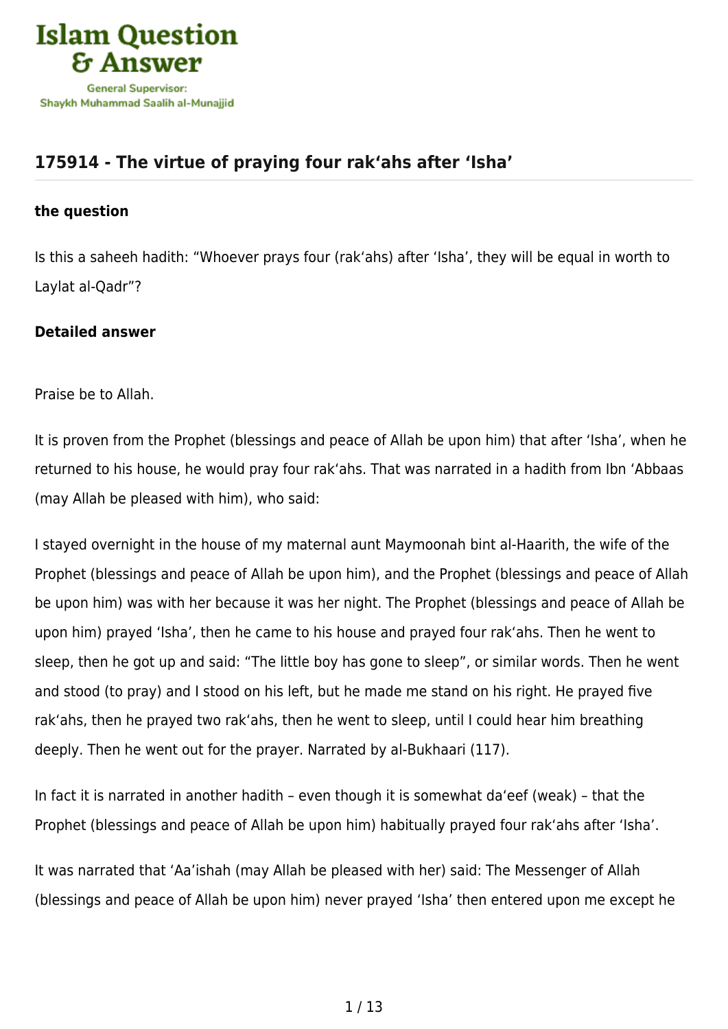# 175914 - The virtue of praying four rak'ahs after 'Isha'

**the question**

Is this a saheeh hadith: "Whoever prays four (rak'ahs) after 'Isha', they will be equal in worth to Laylat al-Qadr"?

**Detailed answer**

Praise be to Allah.

It is proven from the Prophet (blessings and peace of Allah be upon him) that after 'Isha', when he returned to his house, he would pray four rak'ahs. That was narrated in a hadith from Ibn 'Abbaas (may Allah be pleased with him), who said:

I stayed overnight in the house of my maternal aunt Maymoonah bint al-Haarith, the wife of the Prophet (blessings and peace of Allah be upon him), and the Prophet (blessings and peace of Allah be upon him) was with her because it was her night. The Prophet (blessings and peace of Allah be upon him) prayed 'Isha', then he came to his house and prayed four rak'ahs. Then he went to sleep, then he got up and said: "The little boy has gone to sleep", or similar words. Then he went and stood (to pray) and I stood on his left, but he made me stand on his right. He prayed five rak'ahs, then he prayed two rak'ahs, then he went to sleep, until I could hear him breathing deeply. Then he went out for the prayer. Narrated by al-Bukhaari (117).

In fact it is narrated in another hadith – even though it is somewhat da'eef (weak) – that the Prophet (blessings and peace of Allah be upon him) habitually prayed four rak'ahs after 'Isha'.

It was narrated that 'Aa'ishah (may Allah be pleased with her) said: The Messenger of Allah (blessings and peace of Allah be upon him) never prayed 'Isha' then entered upon me except he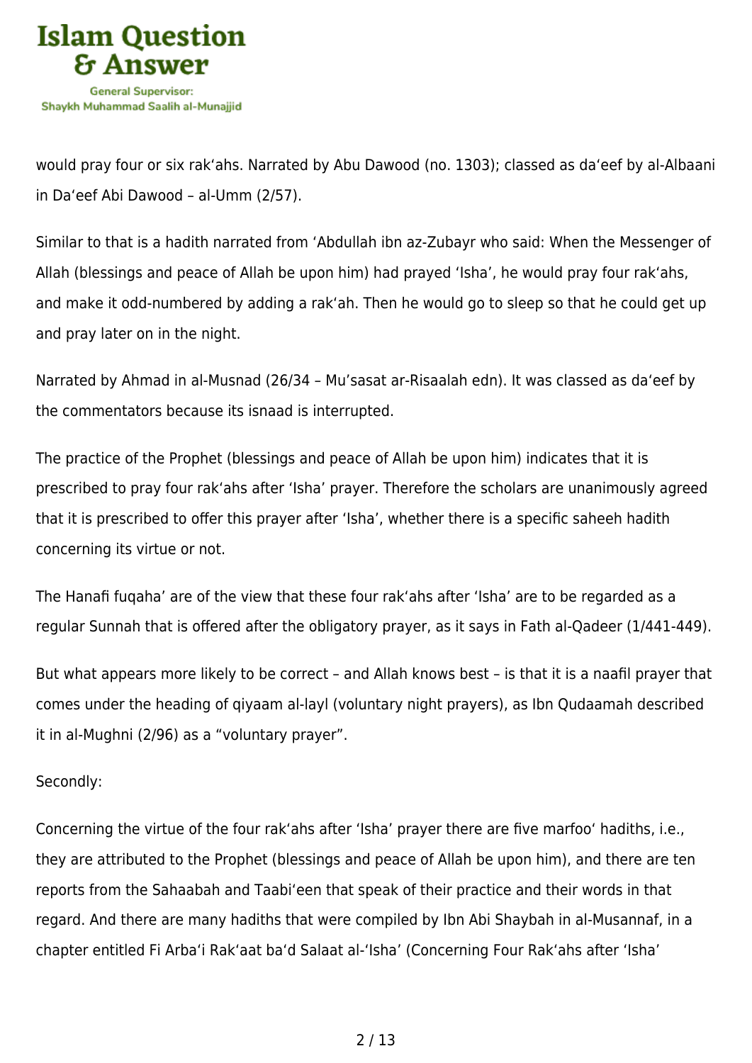would pray four or six rak‘ahs. Narrated by Abu Dawood (no. 1303); classed as da‘eef by al-Albaani in Da‘eef Abi Dawood – al-Umm (2/57).

Similar to that is a hadith narrated from ‘Abdullah ibn az-Zubayr who said: When the Messenger of Allah (blessings and peace of Allah be upon him) had prayed ‘Isha', he would pray four rak‘ahs, and make it odd-numbered by adding a rak‘ah. Then he would go to sleep so that he could get up and pray later on in the night.

Narrated by Ahmad in al-Musnad (26/34 – Mu'sasat ar-Risaalah edn). It was classed as da‘eef by the commentators because its isnaad is interrupted.

The practice of the Prophet (blessings and peace of Allah be upon him) indicates that it is prescribed to pray four rak‘ahs after ‘Isha' prayer. Therefore the scholars are unanimously agreed that it is prescribed to offer this prayer after ‘Isha', whether there is a specific saheeh hadith concerning its virtue or not.

The Hanafi fuqaha' are of the view that these four rak‘ahs after ‘Isha' are to be regarded as a regular Sunnah that is offered after the obligatory prayer, as it says in Fath al-Qadeer (1/441-449).

But what appears more likely to be correct – and Allah knows best – is that it is a naafil prayer that comes under the heading of qiyaam al-layl (voluntary night prayers), as Ibn Qudaamah described it in al-Mughni (2/96) as a "voluntary prayer".

Secondly:

Concerning the virtue of the four rak‘ahs after ‘Isha' prayer there are five marfoo‘ hadiths, i.e., they are attributed to the Prophet (blessings and peace of Allah be upon him), and there are ten reports from the Sahaabah and Taabi‘een that speak of their practice and their words in that regard. And there are many hadiths that were compiled by Ibn Abi Shaybah in al-Musannaf, in a chapter entitled Fi Arba‘i Rak‘aat ba‘d Salaat al-‘Isha' (Concerning Four Rak‘ahs after ‘Isha'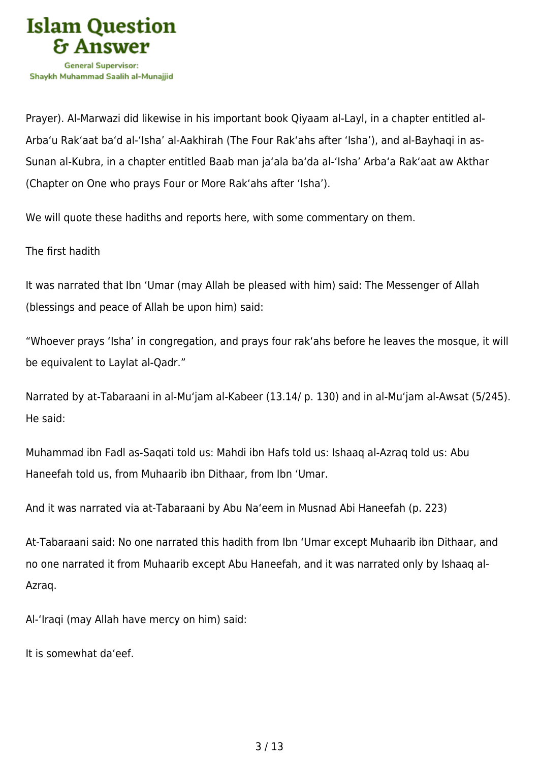Prayer). Al-Marwazi did likewise in his important book Qiyaam al-Layl, in a chapter entitled al-Arba‘u Rak‘aat ba‘d al-‘Isha’ al-Aakhirah (The Four Rak‘ahs after ‘Isha’), and al-Bayhaqi in as-Sunan al-Kubra, in a chapter entitled Baab man ja‘ala ba‘da al-‘Isha’ Arba‘a Rak‘aat aw Akthar (Chapter on One who prays Four or More Rak‘ahs after ‘Isha’).

We will quote these hadiths and reports here, with some commentary on them.

The first hadith

It was narrated that Ibn ‘Umar (may Allah be pleased with him) said: The Messenger of Allah (blessings and peace of Allah be upon him) said:

“Whoever prays ‘Isha’ in congregation, and prays four rak‘ahs before he leaves the mosque, it will be equivalent to Laylat al-Qadr.”

Narrated by at-Tabaraani in al-Mu‘jam al-Kabeer (13.14/ p. 130) and in al-Mu‘jam al-Awsat (5/245). He said:

Muhammad ibn Fadl as-Saqati told us: Mahdi ibn Hafs told us: Ishaaq al-Azraq told us: Abu Haneefah told us, from Muhaarib ibn Dithaar, from Ibn ‘Umar.

And it was narrated via at-Tabaraani by Abu Na‘eem in Musnad Abi Haneefah (p. 223)

At-Tabaraani said: No one narrated this hadith from Ibn ‘Umar except Muhaarib ibn Dithaar, and no one narrated it from Muhaarib except Abu Haneefah, and it was narrated only by Ishaaq al-Azraq.

Al-‘Iraqi (may Allah have mercy on him) said:

It is somewhat da‘eef.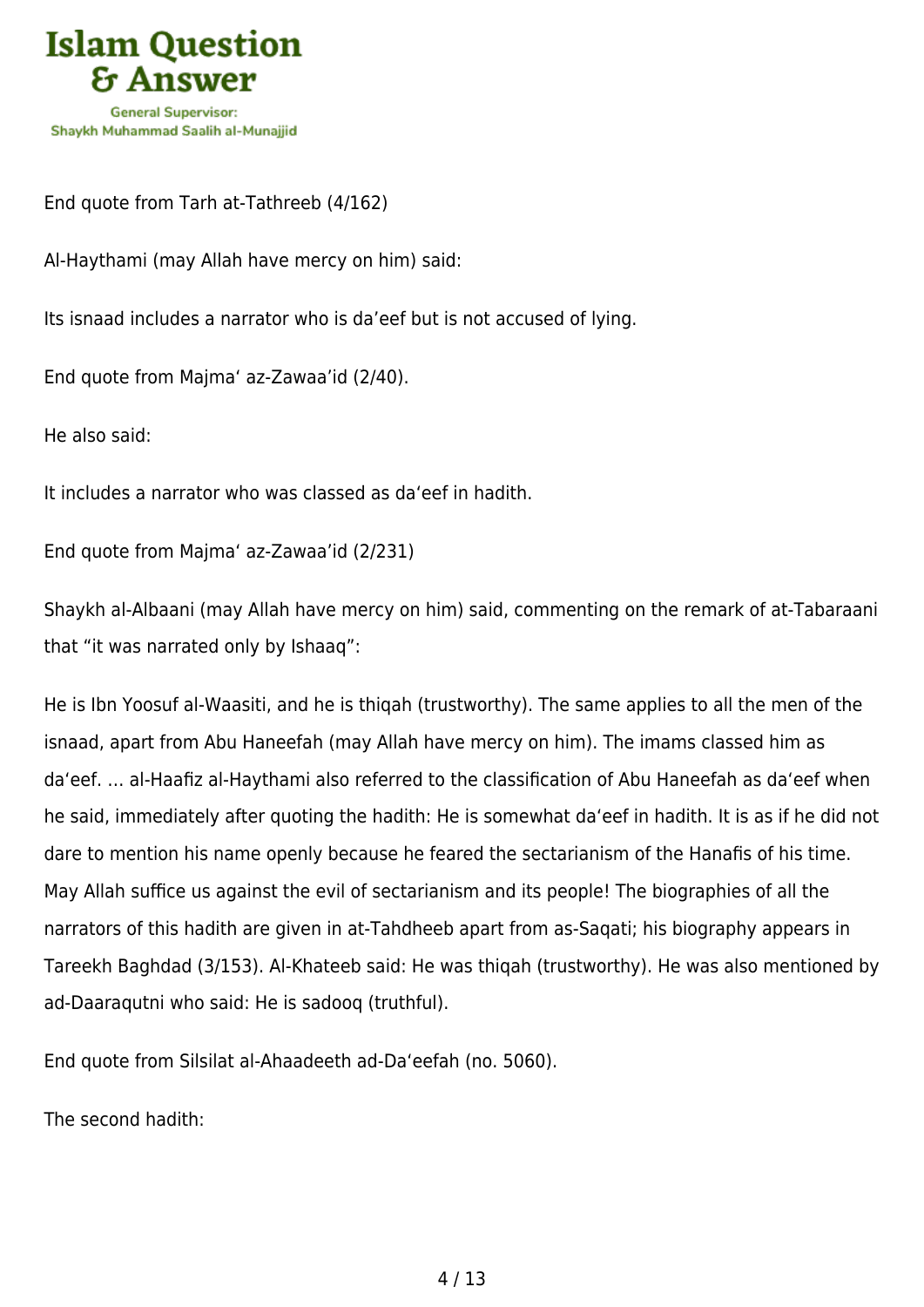End quote from Tarh at-Tathreeb (4/162)

Al-Haythami (may Allah have mercy on him) said:

Its isnaad includes a narrator who is da'eef but is not accused of lying.

End quote from Majma' az-Zawaa'id (2/40).

He also said:

It includes a narrator who was classed as da'eef in hadith.

End quote from Majma' az-Zawaa'id (2/231)

Shaykh al-Albaani (may Allah have mercy on him) said, commenting on the remark of at-Tabaraani that "it was narrated only by Ishaaq":

He is Ibn Yoosuf al-Waasiti, and he is thiqah (trustworthy). The same applies to all the men of the isnaad, apart from Abu Haneefah (may Allah have mercy on him). The imams classed him as da'eef. … al-Haafiz al-Haythami also referred to the classification of Abu Haneefah as da'eef when he said, immediately after quoting the hadith: He is somewhat da'eef in hadith. It is as if he did not dare to mention his name openly because he feared the sectarianism of the Hanafis of his time. May Allah suffice us against the evil of sectarianism and its people! The biographies of all the narrators of this hadith are given in at-Tahdheeb apart from as-Saqati; his biography appears in Tareekh Baghdad (3/153). Al-Khateeb said: He was thiqah (trustworthy). He was also mentioned by ad-Daaraqutni who said: He is sadooq (truthful).

End quote from Silsilat al-Ahaadeeth ad-Da'eefah (no. 5060).

The second hadith: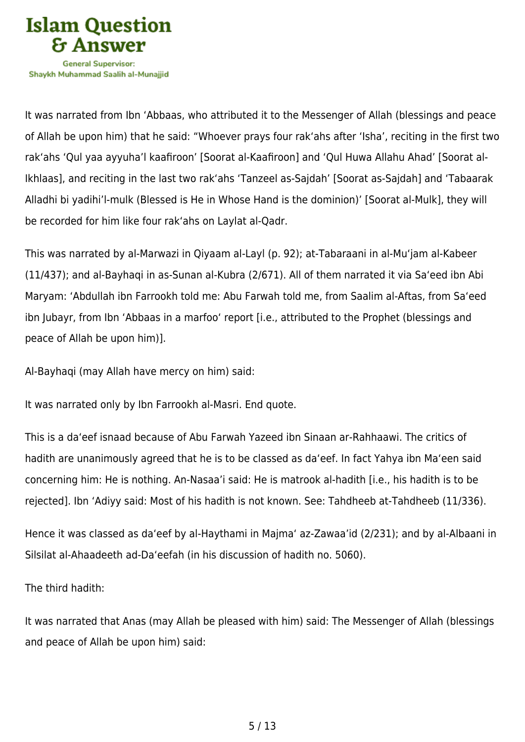It was narrated from Ibn ‘Abbaas, who attributed it to the Messenger of Allah (blessings and peace of Allah be upon him) that he said: “Whoever prays four rak‘ahs after ‘Isha’, reciting in the first two rak‘ahs ‘Qul yaa ayyuha’l kaafiroon’ [Soorat al-Kaafiroon] and ‘Qul Huwa Allahu Ahad’ [Soorat al-Ikhlaas], and reciting in the last two rak‘ahs ‘Tanzeel as-Sajdah’ [Soorat as-Sajdah] and ‘Tabaarak Alladhi bi yadihi’l-mulk (Blessed is He in Whose Hand is the dominion)’ [Soorat al-Mulk], they will be recorded for him like four rak‘ahs on Laylat al-Qadr.

This was narrated by al-Marwazi in Qiyaam al-Layl (p. 92); at-Tabaraani in al-Mu‘jam al-Kabeer (11/437); and al-Bayhaqi in as-Sunan al-Kubra (2/671). All of them narrated it via Sa‘eed ibn Abi Maryam: ‘Abdullah ibn Farrookh told me: Abu Farwah told me, from Saalim al-Aftas, from Sa‘eed ibn Jubayr, from Ibn ‘Abbaas in a marfoo‘ report [i.e., attributed to the Prophet (blessings and peace of Allah be upon him)].

Al-Bayhaqi (may Allah have mercy on him) said:

It was narrated only by Ibn Farrookh al-Masri. End quote.

This is a da‘eef isnaad because of Abu Farwah Yazeed ibn Sinaan ar-Rahhaawi. The critics of hadith are unanimously agreed that he is to be classed as da‘eef. In fact Yahya ibn Ma‘een said concerning him: He is nothing. An-Nasaa’i said: He is matrook al-hadith [i.e., his hadith is to be rejected]. Ibn ‘Adiyy said: Most of his hadith is not known. See: Tahdheeb at-Tahdheeb (11/336).

Hence it was classed as da‘eef by al-Haythami in Majma‘ az-Zawaa’id (2/231); and by al-Albaani in Silsilat al-Ahaadeeth ad-Da‘eefah (in his discussion of hadith no. 5060).

The third hadith:

It was narrated that Anas (may Allah be pleased with him) said: The Messenger of Allah (blessings and peace of Allah be upon him) said: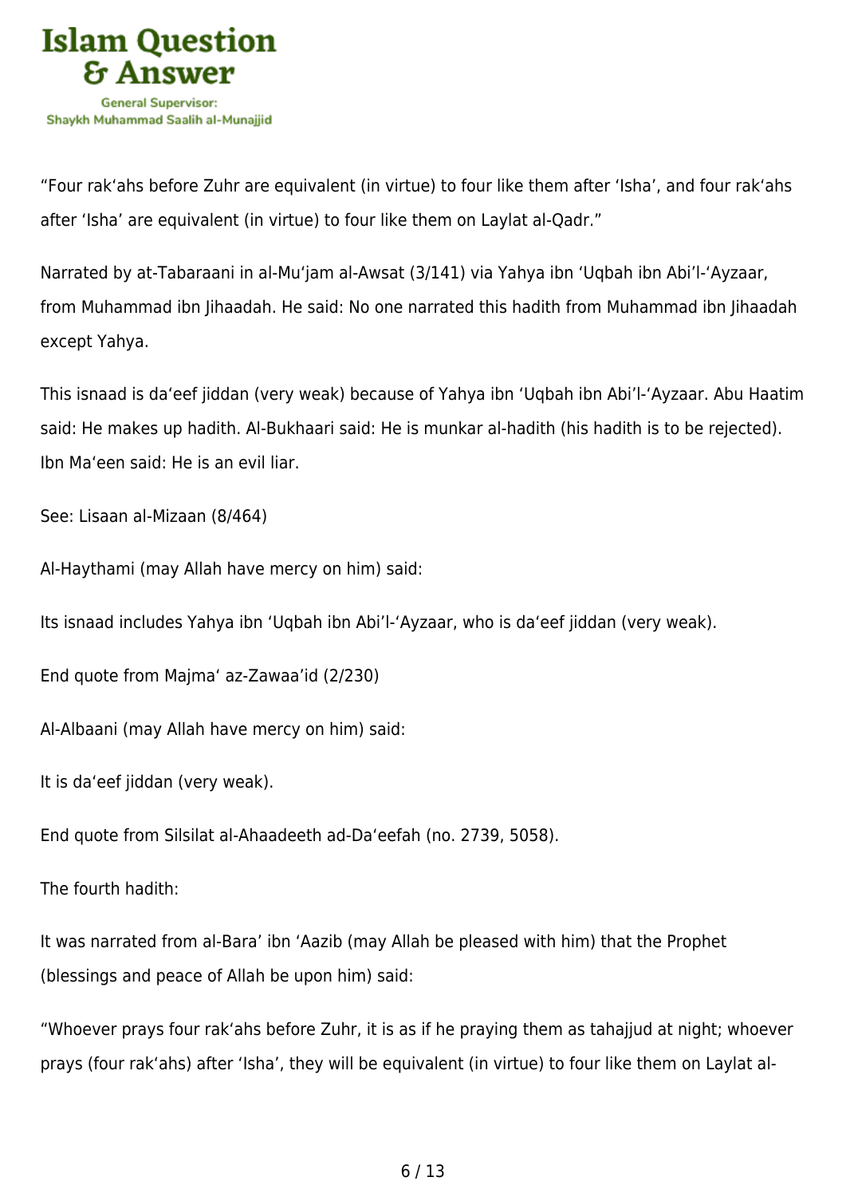"Four rak'ahs before Zuhr are equivalent (in virtue) to four like them after 'Isha', and four rak'ahs after 'Isha' are equivalent (in virtue) to four like them on Laylat al-Qadr."

Narrated by at-Tabaraani in al-Mu'jam al-Awsat (3/141) via Yahya ibn 'Uqbah ibn Abi'l-'Ayzaar, from Muhammad ibn Jihaadah. He said: No one narrated this hadith from Muhammad ibn Jihaadah except Yahya.

This isnaad is da'eef jiddan (very weak) because of Yahya ibn 'Uqbah ibn Abi'l-'Ayzaar. Abu Haatim said: He makes up hadith. Al-Bukhaari said: He is munkar al-hadith (his hadith is to be rejected). Ibn Ma'een said: He is an evil liar.

See: Lisaan al-Mizaan (8/464)

Al-Haythami (may Allah have mercy on him) said:

Its isnaad includes Yahya ibn 'Uqbah ibn Abi'l-'Ayzaar, who is da'eef jiddan (very weak).

End quote from Majma' az-Zawaa'id (2/230)

Al-Albaani (may Allah have mercy on him) said:

It is da'eef jiddan (very weak).

End quote from Silsilat al-Ahaadeeth ad-Da'eefah (no. 2739, 5058).

The fourth hadith:

It was narrated from al-Bara' ibn 'Aazib (may Allah be pleased with him) that the Prophet (blessings and peace of Allah be upon him) said:

"Whoever prays four rak'ahs before Zuhr, it is as if he praying them as tahajjud at night; whoever prays (four rak'ahs) after 'Isha', they will be equivalent (in virtue) to four like them on Laylat al-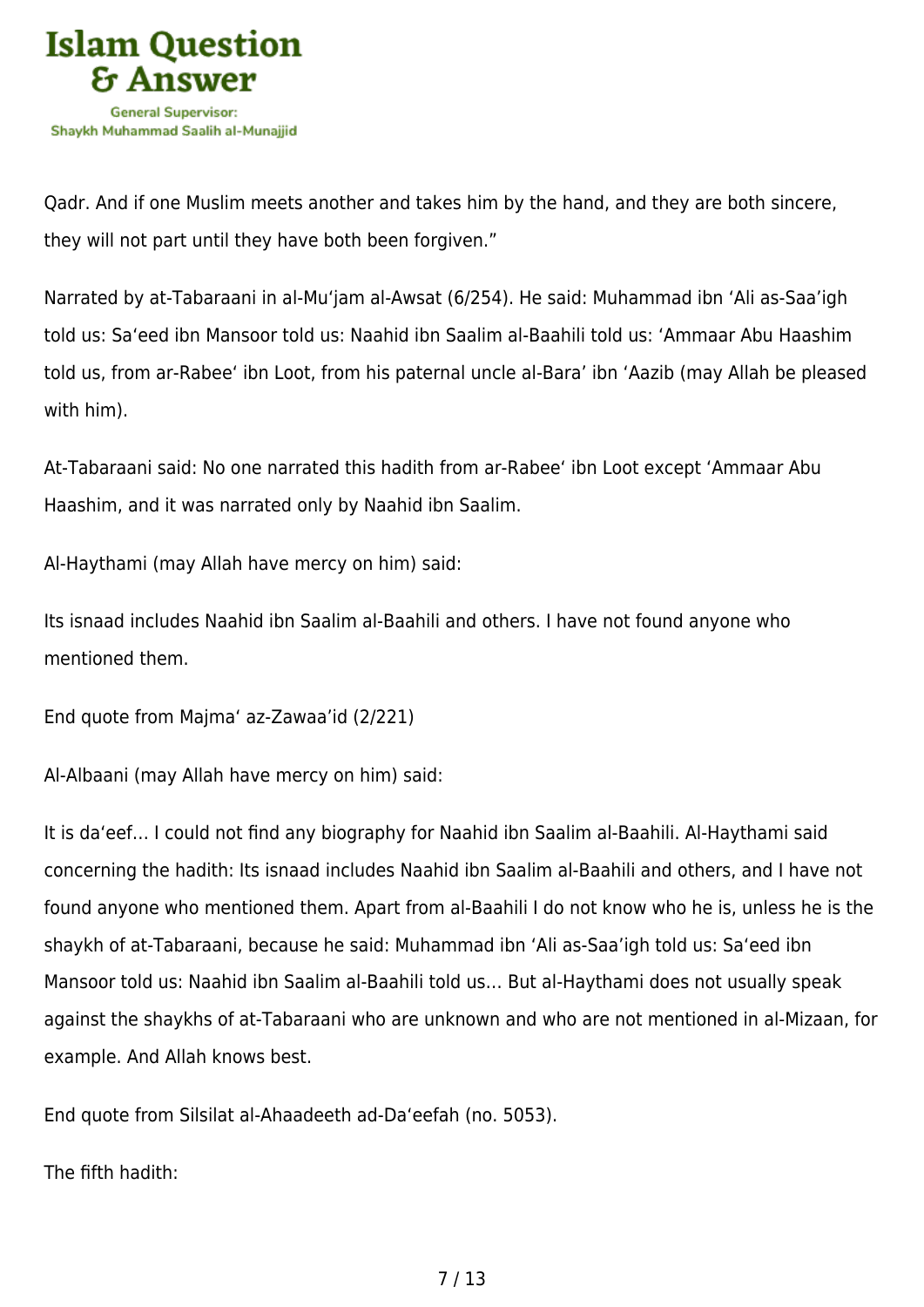Qadr. And if one Muslim meets another and takes him by the hand, and they are both sincere, they will not part until they have both been forgiven."

Narrated by at-Tabaraani in al-Mu'jam al-Awsat (6/254). He said: Muhammad ibn 'Ali as-Saa'igh told us: Sa'eed ibn Mansoor told us: Naahid ibn Saalim al-Baahili told us: 'Ammaar Abu Haashim told us, from ar-Rabee' ibn Loot, from his paternal uncle al-Bara' ibn 'Aazib (may Allah be pleased with him).

At-Tabaraani said: No one narrated this hadith from ar-Rabee' ibn Loot except 'Ammaar Abu Haashim, and it was narrated only by Naahid ibn Saalim.

Al-Haythami (may Allah have mercy on him) said:

Its isnaad includes Naahid ibn Saalim al-Baahili and others. I have not found anyone who mentioned them.

End quote from Majma' az-Zawaa'id (2/221)

Al-Albaani (may Allah have mercy on him) said:

It is da'eef… I could not find any biography for Naahid ibn Saalim al-Baahili. Al-Haythami said concerning the hadith: Its isnaad includes Naahid ibn Saalim al-Baahili and others, and I have not found anyone who mentioned them. Apart from al-Baahili I do not know who he is, unless he is the shaykh of at-Tabaraani, because he said: Muhammad ibn 'Ali as-Saa'igh told us: Sa'eed ibn Mansoor told us: Naahid ibn Saalim al-Baahili told us… But al-Haythami does not usually speak against the shaykhs of at-Tabaraani who are unknown and who are not mentioned in al-Mizaan, for example. And Allah knows best.

End quote from Silsilat al-Ahaadeeth ad-Da'eefah (no. 5053).

The fifth hadith: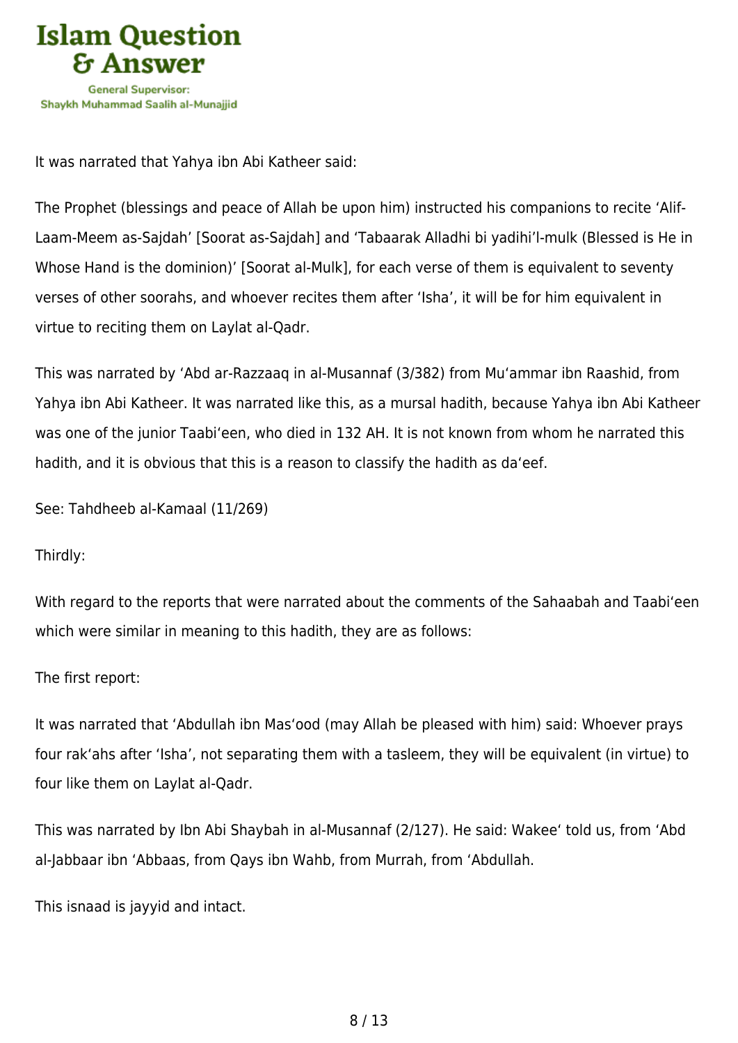It was narrated that Yahya ibn Abi Katheer said:

The Prophet (blessings and peace of Allah be upon him) instructed his companions to recite ‘Alif-Laam-Meem as-Sajdah’ [Soorat as-Sajdah] and ‘Tabaarak Alladhi bi yadihi’l-mulk (Blessed is He in Whose Hand is the dominion)’ [Soorat al-Mulk], for each verse of them is equivalent to seventy verses of other soorahs, and whoever recites them after ‘Isha’, it will be for him equivalent in virtue to reciting them on Laylat al-Qadr.

This was narrated by ‘Abd ar-Razzaaq in al-Musannaf (3/382) from Mu‘ammar ibn Raashid, from Yahya ibn Abi Katheer. It was narrated like this, as a mursal hadith, because Yahya ibn Abi Katheer was one of the junior Taabi‘een, who died in 132 AH. It is not known from whom he narrated this hadith, and it is obvious that this is a reason to classify the hadith as da‘eef.

See: Tahdheeb al-Kamaal (11/269)

Thirdly:

With regard to the reports that were narrated about the comments of the Sahaabah and Taabi‘een which were similar in meaning to this hadith, they are as follows:

The first report:

It was narrated that ‘Abdullah ibn Mas‘ood (may Allah be pleased with him) said: Whoever prays four rak‘ahs after ‘Isha’, not separating them with a tasleem, they will be equivalent (in virtue) to four like them on Laylat al-Qadr.

This was narrated by Ibn Abi Shaybah in al-Musannaf (2/127). He said: Wakee‘ told us, from ‘Abd al-Jabbaar ibn ‘Abbaas, from Qays ibn Wahb, from Murrah, from ‘Abdullah.

This isnaad is jayyid and intact.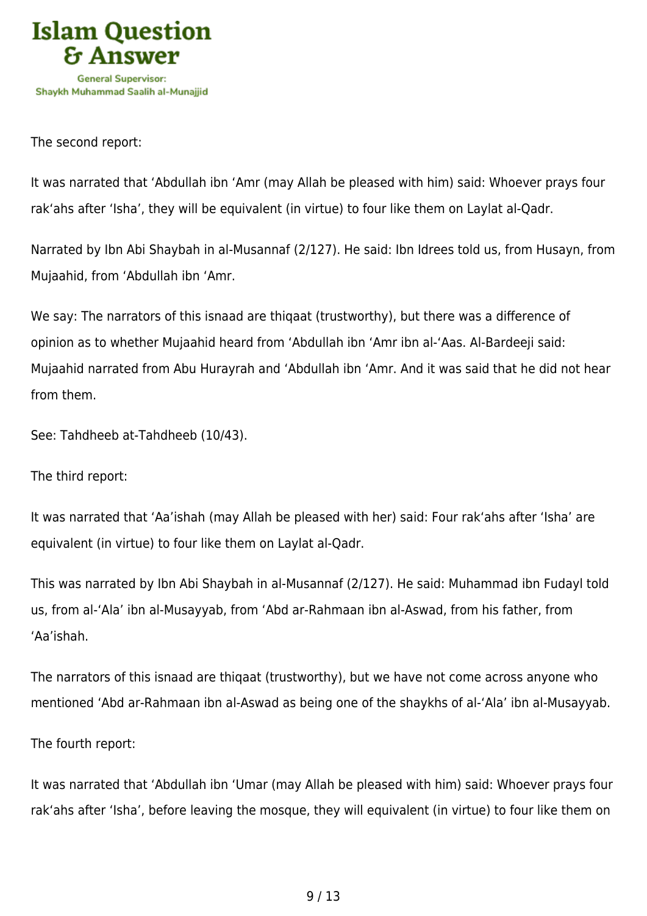The second report:

It was narrated that ‘Abdullah ibn ‘Amr (may Allah be pleased with him) said: Whoever prays four rak‘ahs after ‘Isha’, they will be equivalent (in virtue) to four like them on Laylat al-Qadr.

Narrated by Ibn Abi Shaybah in al-Musannaf (2/127). He said: Ibn Idrees told us, from Husayn, from Mujaahid, from ‘Abdullah ibn ‘Amr.

We say: The narrators of this isnaad are thiqaat (trustworthy), but there was a difference of opinion as to whether Mujaahid heard from ‘Abdullah ibn ‘Amr ibn al-‘Aas. Al-Bardeeji said: Mujaahid narrated from Abu Hurayrah and ‘Abdullah ibn ‘Amr. And it was said that he did not hear from them.

See: Tahdheeb at-Tahdheeb (10/43).

The third report:

It was narrated that ‘Aa’ishah (may Allah be pleased with her) said: Four rak‘ahs after ‘Isha’ are equivalent (in virtue) to four like them on Laylat al-Qadr.

This was narrated by Ibn Abi Shaybah in al-Musannaf (2/127). He said: Muhammad ibn Fudayl told us, from al-‘Ala’ ibn al-Musayyab, from ‘Abd ar-Rahmaan ibn al-Aswad, from his father, from ‘Aa’ishah.

The narrators of this isnaad are thiqaat (trustworthy), but we have not come across anyone who mentioned ‘Abd ar-Rahmaan ibn al-Aswad as being one of the shaykhs of al-‘Ala’ ibn al-Musayyab.

The fourth report:

It was narrated that ‘Abdullah ibn ‘Umar (may Allah be pleased with him) said: Whoever prays four rak‘ahs after ‘Isha’, before leaving the mosque, they will equivalent (in virtue) to four like them on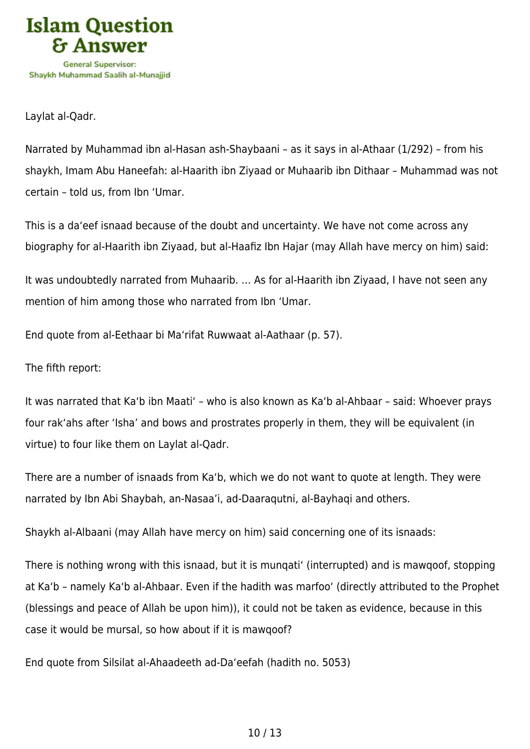Laylat al-Qadr.

Narrated by Muhammad ibn al-Hasan ash-Shaybaani – as it says in al-Athaar (1/292) – from his shaykh, Imam Abu Haneefah: al-Haarith ibn Ziyaad or Muhaarib ibn Dithaar – Muhammad was not certain – told us, from Ibn ‘Umar.

This is a da‘eef isnaad because of the doubt and uncertainty. We have not come across any biography for al-Haarith ibn Ziyaad, but al-Haafiz Ibn Hajar (may Allah have mercy on him) said:

It was undoubtedly narrated from Muhaarib. … As for al-Haarith ibn Ziyaad, I have not seen any mention of him among those who narrated from Ibn ‘Umar.

End quote from al-Eethaar bi Ma‘rifat Ruwwaat al-Aathaar (p. 57).

The fifth report:

It was narrated that Ka‘b ibn Maati‘ – who is also known as Ka‘b al-Ahbaar – said: Whoever prays four rak‘ahs after ‘Isha’ and bows and prostrates properly in them, they will be equivalent (in virtue) to four like them on Laylat al-Qadr.

There are a number of isnaads from Ka‘b, which we do not want to quote at length. They were narrated by Ibn Abi Shaybah, an-Nasaa’i, ad-Daaraqutni, al-Bayhaqi and others.

Shaykh al-Albaani (may Allah have mercy on him) said concerning one of its isnaads:

There is nothing wrong with this isnaad, but it is munqati‘ (interrupted) and is mawqoof, stopping at Ka‘b – namely Ka‘b al-Ahbaar. Even if the hadith was marfoo‘ (directly attributed to the Prophet (blessings and peace of Allah be upon him)), it could not be taken as evidence, because in this case it would be mursal, so how about if it is mawqoof?

End quote from Silsilat al-Ahaadeeth ad-Da‘eefah (hadith no. 5053)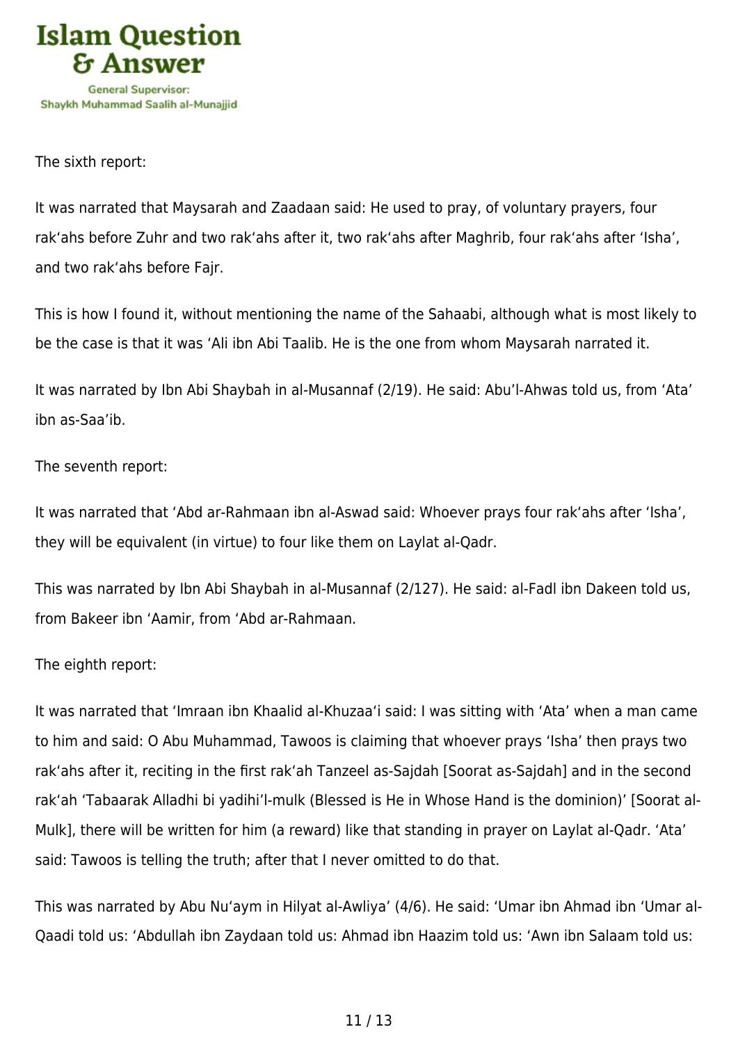The sixth report:

It was narrated that Maysarah and Zaadaan said: He used to pray, of voluntary prayers, four rak‘ahs before Zuhr and two rak‘ahs after it, two rak‘ahs after Maghrib, four rak‘ahs after ‘Isha’, and two rak‘ahs before Fajr.

This is how I found it, without mentioning the name of the Sahaabi, although what is most likely to be the case is that it was ‘Ali ibn Abi Taalib. He is the one from whom Maysarah narrated it.

It was narrated by Ibn Abi Shaybah in al-Musannaf (2/19). He said: Abu’l-Ahwas told us, from ‘Ata’ ibn as-Saa’ib.

The seventh report:

It was narrated that ‘Abd ar-Rahmaan ibn al-Aswad said: Whoever prays four rak‘ahs after ‘Isha’, they will be equivalent (in virtue) to four like them on Laylat al-Qadr.

This was narrated by Ibn Abi Shaybah in al-Musannaf (2/127). He said: al-Fadl ibn Dakeen told us, from Bakeer ibn ‘Aamir, from ‘Abd ar-Rahmaan.

The eighth report:

It was narrated that ‘Imraan ibn Khaalid al-Khuzaa‘i said: I was sitting with ‘Ata’ when a man came to him and said: O Abu Muhammad, Tawoos is claiming that whoever prays ‘Isha’ then prays two rak‘ahs after it, reciting in the first rak‘ah Tanzeel as-Sajdah [Soorat as-Sajdah] and in the second rak‘ah ‘Tabaarak Alladhi bi yadihi’l-mulk (Blessed is He in Whose Hand is the dominion)’ [Soorat al-Mulk], there will be written for him (a reward) like that standing in prayer on Laylat al-Qadr. ‘Ata’ said: Tawoos is telling the truth; after that I never omitted to do that.

This was narrated by Abu Nu‘aym in Hilyat al-Awliya’ (4/6). He said: ‘Umar ibn Ahmad ibn ‘Umar al-Qaadi told us: ‘Abdullah ibn Zaydaan told us: Ahmad ibn Haazim told us: ‘Awn ibn Salaam told us: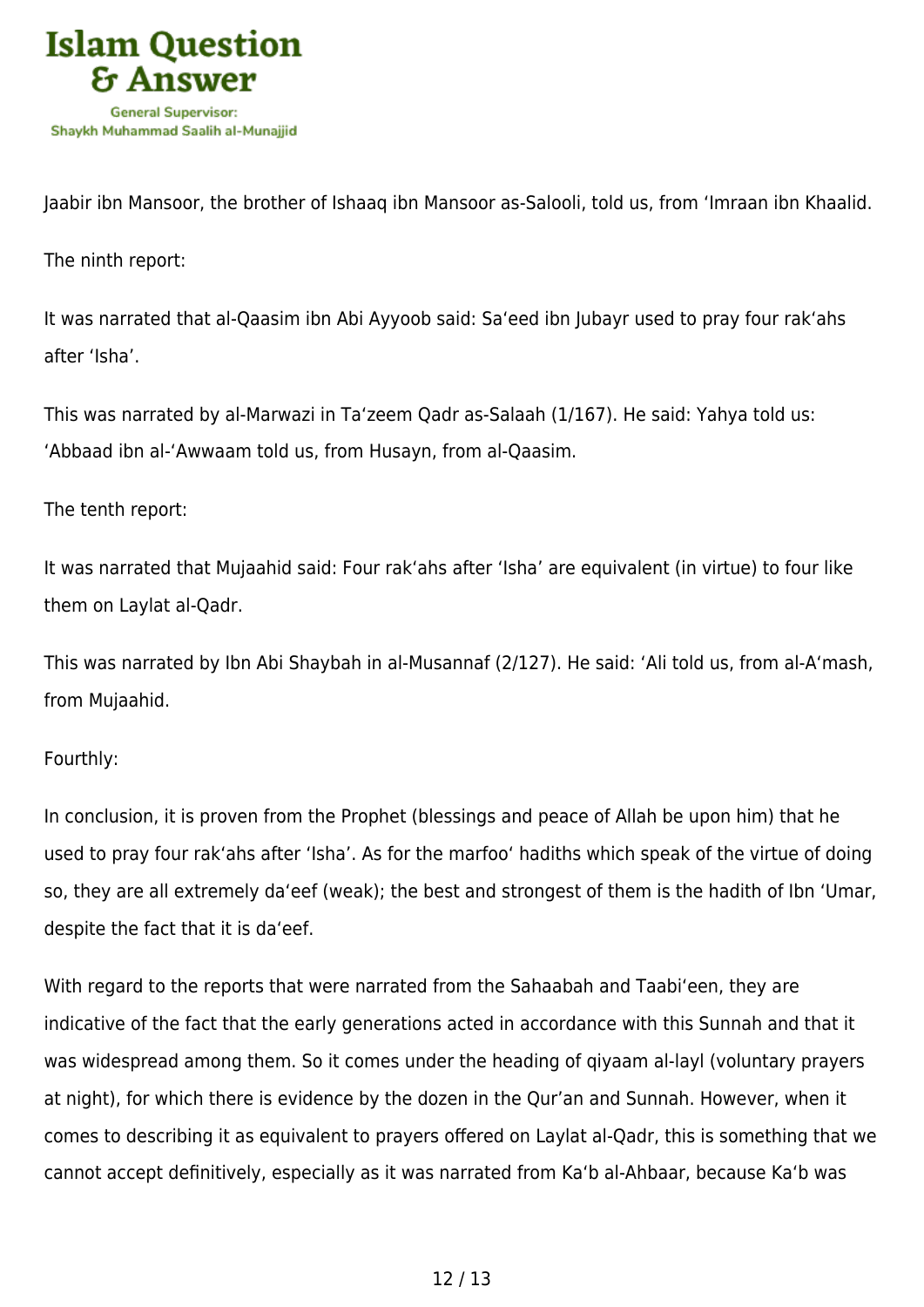Jaabir ibn Mansoor, the brother of Ishaaq ibn Mansoor as-Salooli, told us, from ‘Imraan ibn Khaalid.

The ninth report:

It was narrated that al-Qaasim ibn Abi Ayyoob said: Sa‘eed ibn Jubayr used to pray four rak‘ahs after ‘Isha’.

This was narrated by al-Marwazi in Ta‘zeem Qadr as-Salaah (1/167). He said: Yahya told us: ‘Abbaad ibn al-‘Awwaam told us, from Husayn, from al-Qaasim.

The tenth report:

It was narrated that Mujaahid said: Four rak‘ahs after ‘Isha’ are equivalent (in virtue) to four like them on Laylat al-Qadr.

This was narrated by Ibn Abi Shaybah in al-Musannaf (2/127). He said: ‘Ali told us, from al-A‘mash, from Mujaahid.

Fourthly:

In conclusion, it is proven from the Prophet (blessings and peace of Allah be upon him) that he used to pray four rak‘ahs after ‘Isha’. As for the marfoo‘ hadiths which speak of the virtue of doing so, they are all extremely da‘eef (weak); the best and strongest of them is the hadith of Ibn ‘Umar, despite the fact that it is da‘eef.

With regard to the reports that were narrated from the Sahaabah and Taabi‘een, they are indicative of the fact that the early generations acted in accordance with this Sunnah and that it was widespread among them. So it comes under the heading of qiyaam al-layl (voluntary prayers at night), for which there is evidence by the dozen in the Qur’an and Sunnah. However, when it comes to describing it as equivalent to prayers offered on Laylat al-Qadr, this is something that we cannot accept definitively, especially as it was narrated from Ka‘b al-Ahbaar, because Ka‘b was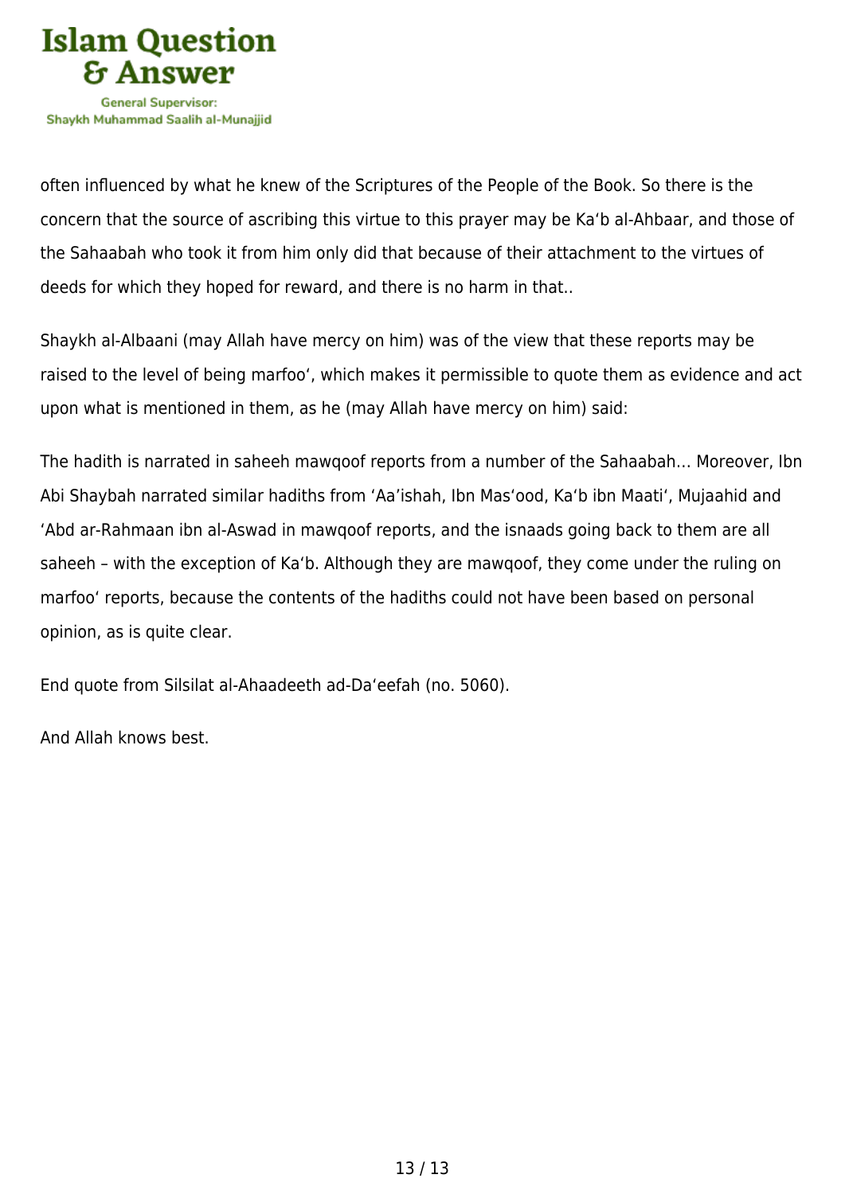often influenced by what he knew of the Scriptures of the People of the Book. So there is the concern that the source of ascribing this virtue to this prayer may be Ka'b al-Ahbaar, and those of the Sahaabah who took it from him only did that because of their attachment to the virtues of deeds for which they hoped for reward, and there is no harm in that..

Shaykh al-Albaani (may Allah have mercy on him) was of the view that these reports may be raised to the level of being marfoo', which makes it permissible to quote them as evidence and act upon what is mentioned in them, as he (may Allah have mercy on him) said:

The hadith is narrated in saheeh mawqoof reports from a number of the Sahaabah… Moreover, Ibn Abi Shaybah narrated similar hadiths from 'Aa'ishah, Ibn Mas'ood, Ka'b ibn Maati', Mujaahid and 'Abd ar-Rahmaan ibn al-Aswad in mawqoof reports, and the isnaads going back to them are all saheeh – with the exception of Ka'b. Although they are mawqoof, they come under the ruling on marfoo' reports, because the contents of the hadiths could not have been based on personal opinion, as is quite clear.

End quote from Silsilat al-Ahaadeeth ad-Da'eefah (no. 5060).

And Allah knows best.